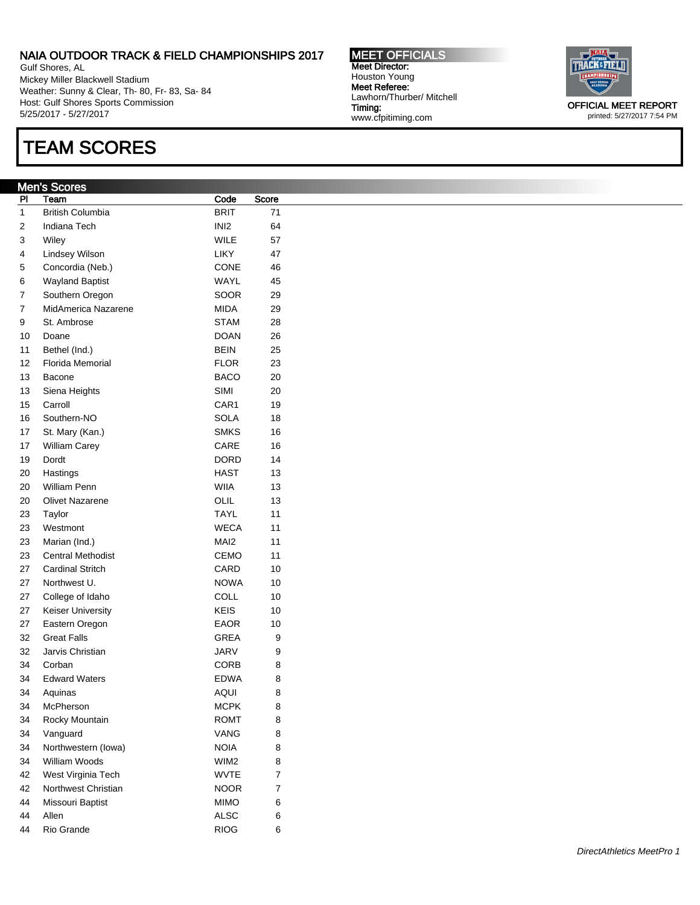NAIA OUTDOOR TRACK & FIELD CHAMPIONSHIPS 2017
Gulf Shores, AL
Mickey Miller Blackwell Stadium
Weather: Sunny & Clear, Th- 80, Fr- 83, Sa- 84
Host: Gulf Shores Sports Commission
5/25/2017 - 5/27/2017

**MEET OFFICIALS**
**Meet Director:**
Houston Young
**Meet Referee:**
Lawhorn/Thurber/ Mitchell
**Timing:**
www.cfpitiming.com

**OFFICIAL MEET REPORT**
printed: 5/27/2017 7:54 PM

# TEAM SCORES

## Men's Scores

| Pl | Team | Code | Score |
|---|---|---|---|
| 1 | British Columbia | BRIT | 71 |
| 2 | Indiana Tech | INI2 | 64 |
| 3 | Wiley | WILE | 57 |
| 4 | Lindsey Wilson | LIKY | 47 |
| 5 | Concordia (Neb.) | CONE | 46 |
| 6 | Wayland Baptist | WAYL | 45 |
| 7 | Southern Oregon | SOOR | 29 |
| 7 | MidAmerica Nazarene | MIDA | 29 |
| 9 | St. Ambrose | STAM | 28 |
| 10 | Doane | DOAN | 26 |
| 11 | Bethel (Ind.) | BEIN | 25 |
| 12 | Florida Memorial | FLOR | 23 |
| 13 | Bacone | BACO | 20 |
| 13 | Siena Heights | SIMI | 20 |
| 15 | Carroll | CAR1 | 19 |
| 16 | Southern-NO | SOLA | 18 |
| 17 | St. Mary (Kan.) | SMKS | 16 |
| 17 | William Carey | CARE | 16 |
| 19 | Dordt | DORD | 14 |
| 20 | Hastings | HAST | 13 |
| 20 | William Penn | WIIA | 13 |
| 20 | Olivet Nazarene | OLIL | 13 |
| 23 | Taylor | TAYL | 11 |
| 23 | Westmont | WECA | 11 |
| 23 | Marian (Ind.) | MAI2 | 11 |
| 23 | Central Methodist | CEMO | 11 |
| 27 | Cardinal Stritch | CARD | 10 |
| 27 | Northwest U. | NOWA | 10 |
| 27 | College of Idaho | COLL | 10 |
| 27 | Keiser University | KEIS | 10 |
| 27 | Eastern Oregon | EAOR | 10 |
| 32 | Great Falls | GREA | 9 |
| 32 | Jarvis Christian | JARV | 9 |
| 34 | Corban | CORB | 8 |
| 34 | Edward Waters | EDWA | 8 |
| 34 | Aquinas | AQUI | 8 |
| 34 | McPherson | MCPK | 8 |
| 34 | Rocky Mountain | ROMT | 8 |
| 34 | Vanguard | VANG | 8 |
| 34 | Northwestern (Iowa) | NOIA | 8 |
| 34 | William Woods | WIM2 | 8 |
| 42 | West Virginia Tech | WVTE | 7 |
| 42 | Northwest Christian | NOOR | 7 |
| 44 | Missouri Baptist | MIMO | 6 |
| 44 | Allen | ALSC | 6 |
| 44 | Rio Grande | RIOG | 6 |

*DirectAthletics MeetPro 1*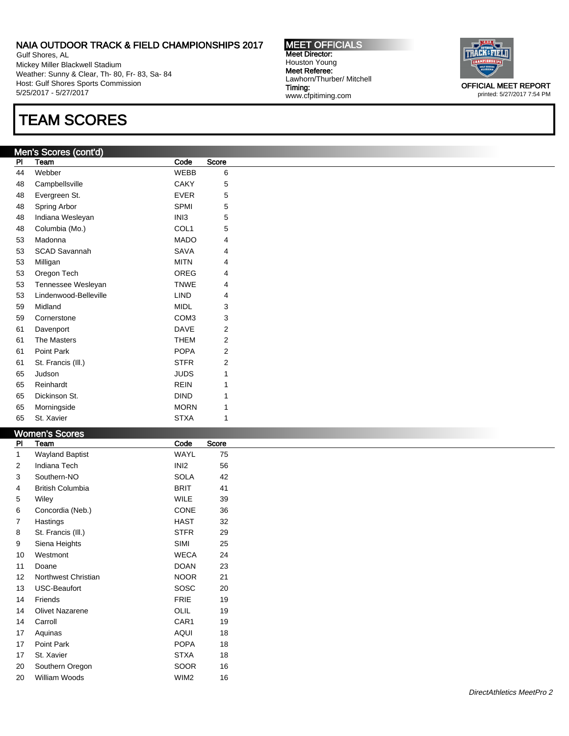# TEAM SCORES

## Men's Scores (cont'd)

| Pl | Team | Code | Score |
|---|---|---|---|
| 44 | Webber | WEBB | 6 |
| 48 | Campbellsville | CAKY | 5 |
| 48 | Evergreen St. | EVER | 5 |
| 48 | Spring Arbor | SPMI | 5 |
| 48 | Indiana Wesleyan | INI3 | 5 |
| 48 | Columbia (Mo.) | COL1 | 5 |
| 53 | Madonna | MADO | 4 |
| 53 | SCAD Savannah | SAVA | 4 |
| 53 | Milligan | MITN | 4 |
| 53 | Oregon Tech | OREG | 4 |
| 53 | Tennessee Wesleyan | TNWE | 4 |
| 53 | Lindenwood-Belleville | LIND | 4 |
| 59 | Midland | MIDL | 3 |
| 59 | Cornerstone | COM3 | 3 |
| 61 | Davenport | DAVE | 2 |
| 61 | The Masters | THEM | 2 |
| 61 | Point Park | POPA | 2 |
| 61 | St. Francis (Ill.) | STFR | 2 |
| 65 | Judson | JUDS | 1 |
| 65 | Reinhardt | REIN | 1 |
| 65 | Dickinson St. | DIND | 1 |
| 65 | Morningside | MORN | 1 |
| 65 | St. Xavier | STXA | 1 |

## Women's Scores

| Pl | Team | Code | Score |
|---|---|---|---|
| 1 | Wayland Baptist | WAYL | 75 |
| 2 | Indiana Tech | INI2 | 56 |
| 3 | Southern-NO | SOLA | 42 |
| 4 | British Columbia | BRIT | 41 |
| 5 | Wiley | WILE | 39 |
| 6 | Concordia (Neb.) | CONE | 36 |
| 7 | Hastings | HAST | 32 |
| 8 | St. Francis (Ill.) | STFR | 29 |
| 9 | Siena Heights | SIMI | 25 |
| 10 | Westmont | WECA | 24 |
| 11 | Doane | DOAN | 23 |
| 12 | Northwest Christian | NOOR | 21 |
| 13 | USC-Beaufort | SOSC | 20 |
| 14 | Friends | FRIE | 19 |
| 14 | Olivet Nazarene | OLIL | 19 |
| 14 | Carroll | CAR1 | 19 |
| 17 | Aquinas | AQUI | 18 |
| 17 | Point Park | POPA | 18 |
| 17 | St. Xavier | STXA | 18 |
| 20 | Southern Oregon | SOOR | 16 |
| 20 | William Woods | WIM2 | 16 |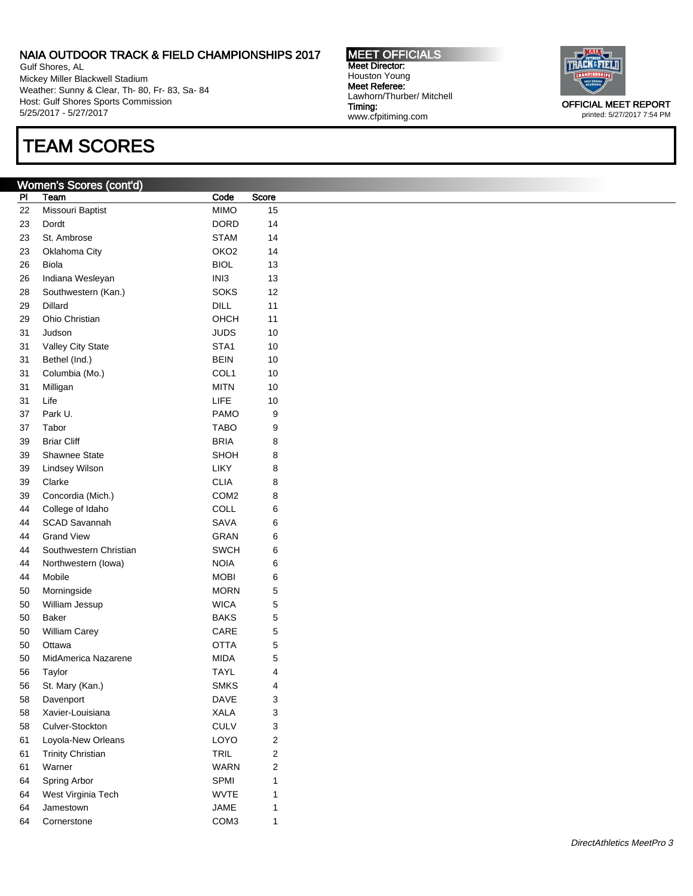NAIA OUTDOOR TRACK & FIELD CHAMPIONSHIPS 2017
Gulf Shores, AL
Mickey Miller Blackwell Stadium
Weather: Sunny & Clear, Th- 80, Fr- 83, Sa- 84
Host: Gulf Shores Sports Commission
5/25/2017 - 5/27/2017

**MEET OFFICIALS**
**Meet Director:**
Houston Young
**Meet Referee:**
Lawhorn/Thurber/ Mitchell
**Timing:**
www.cfpitiming.com

**OFFICIAL MEET REPORT**
printed: 5/27/2017 7:54 PM

# TEAM SCORES

## Women's Scores (cont'd)

| Pl | Team | Code | Score |
|---|---|---|---|
| 22 | Missouri Baptist | MIMO | 15 |
| 23 | Dordt | DORD | 14 |
| 23 | St. Ambrose | STAM | 14 |
| 23 | Oklahoma City | OKO2 | 14 |
| 26 | Biola | BIOL | 13 |
| 26 | Indiana Wesleyan | INI3 | 13 |
| 28 | Southwestern (Kan.) | SOKS | 12 |
| 29 | Dillard | DILL | 11 |
| 29 | Ohio Christian | OHCH | 11 |
| 31 | Judson | JUDS | 10 |
| 31 | Valley City State | STA1 | 10 |
| 31 | Bethel (Ind.) | BEIN | 10 |
| 31 | Columbia (Mo.) | COL1 | 10 |
| 31 | Milligan | MITN | 10 |
| 31 | Life | LIFE | 10 |
| 37 | Park U. | PAMO | 9 |
| 37 | Tabor | TABO | 9 |
| 39 | Briar Cliff | BRIA | 8 |
| 39 | Shawnee State | SHOH | 8 |
| 39 | Lindsey Wilson | LIKY | 8 |
| 39 | Clarke | CLIA | 8 |
| 39 | Concordia (Mich.) | COM2 | 8 |
| 44 | College of Idaho | COLL | 6 |
| 44 | SCAD Savannah | SAVA | 6 |
| 44 | Grand View | GRAN | 6 |
| 44 | Southwestern Christian | SWCH | 6 |
| 44 | Northwestern (Iowa) | NOIA | 6 |
| 44 | Mobile | MOBI | 6 |
| 50 | Morningside | MORN | 5 |
| 50 | William Jessup | WICA | 5 |
| 50 | Baker | BAKS | 5 |
| 50 | William Carey | CARE | 5 |
| 50 | Ottawa | OTTA | 5 |
| 50 | MidAmerica Nazarene | MIDA | 5 |
| 56 | Taylor | TAYL | 4 |
| 56 | St. Mary (Kan.) | SMKS | 4 |
| 58 | Davenport | DAVE | 3 |
| 58 | Xavier-Louisiana | XALA | 3 |
| 58 | Culver-Stockton | CULV | 3 |
| 61 | Loyola-New Orleans | LOYO | 2 |
| 61 | Trinity Christian | TRIL | 2 |
| 61 | Warner | WARN | 2 |
| 64 | Spring Arbor | SPMI | 1 |
| 64 | West Virginia Tech | WVTE | 1 |
| 64 | Jamestown | JAME | 1 |
| 64 | Cornerstone | COM3 | 1 |

*DirectAthletics MeetPro 3*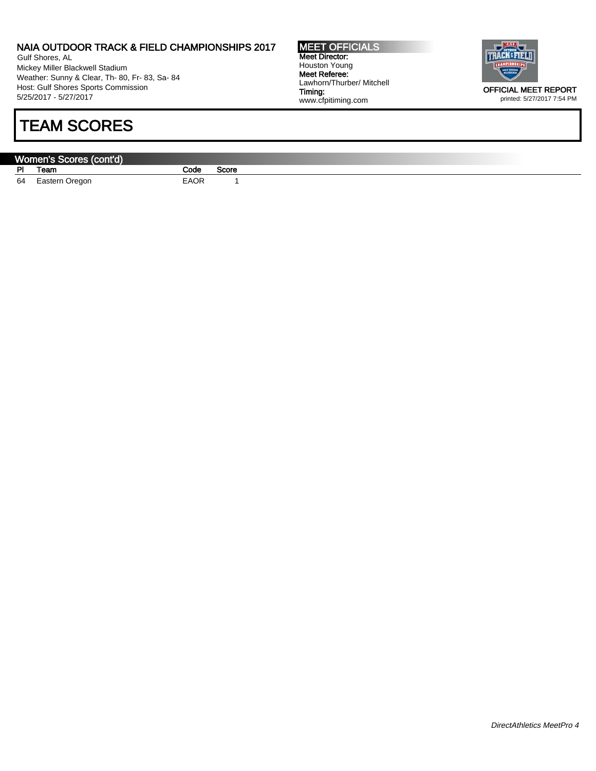NAIA OUTDOOR TRACK & FIELD CHAMPIONSHIPS 2017
Gulf Shores, AL
Mickey Miller Blackwell Stadium
Weather: Sunny & Clear, Th- 80, Fr- 83, Sa- 84
Host: Gulf Shores Sports Commission
5/25/2017 - 5/27/2017

MEET OFFICIALS
**Meet Director:** Houston Young
**Meet Referee:** Lawhorn/Thurber/ Mitchell
**Timing:** www.cfpitiming.com

OFFICIAL MEET REPORT
printed: 5/27/2017 7:54 PM

# TEAM SCORES

## Women's Scores (cont'd)

| Pl | Team | Code | Score |
|---|---|---|---|
| 64 | Eastern Oregon | EAOR | 1 |